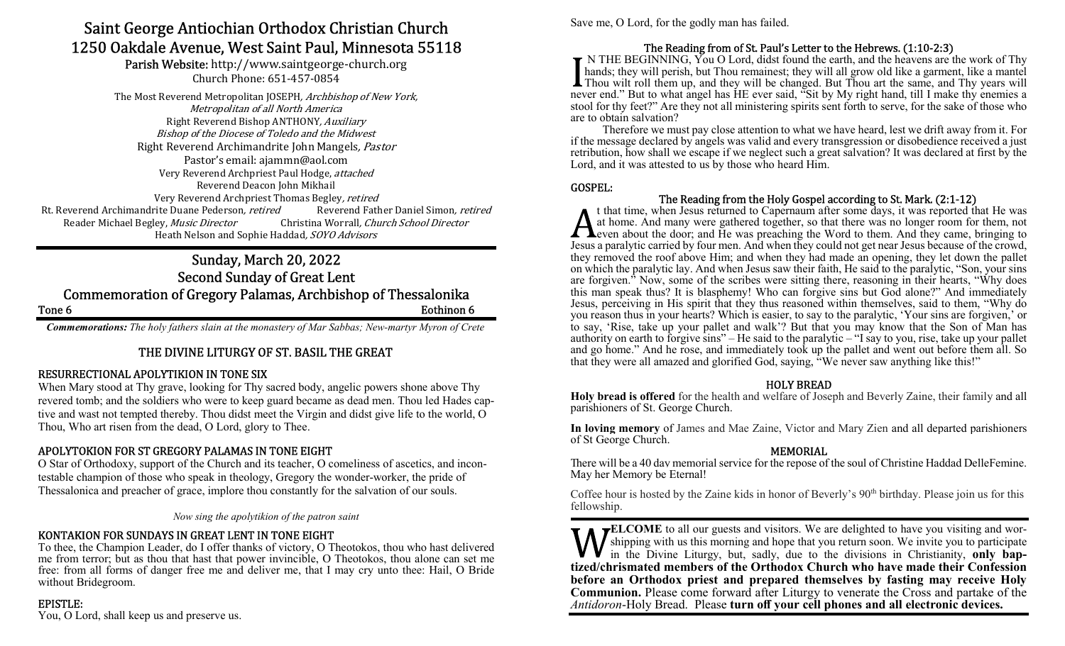# Saint George Antiochian Orthodox Christian Church

## 1250 Oakdale Avenue, West Saint Paul, Minnesota 55118

**Parish Website:** http://www.saintgeorge-church.org
Church Phone: 651-457-0854

The Most Reverend Metropolitan JOSEPH, *Archbishop of New York, Metropolitan of all North America*
Right Reverend Bishop ANTHONY, *Auxiliary Bishop of the Diocese of Toledo and the Midwest*
Right Reverend Archimandrite John Mangels, *Pastor*
Pastor's email: ajammn@aol.com
Very Reverend Archpriest Paul Hodge, *attached*
Reverend Deacon John Mikhail
Very Reverend Archpriest Thomas Begley, *retired*
Rt. Reverend Archimandrite Duane Pederson, *retired* Reverend Father Daniel Simon, *retired*
Reader Michael Begley, *Music Director* Christina Worrall, *Church School Director*
Heath Nelson and Sophie Haddad, *SOYO Advisors*

## Sunday, March 20, 2022
## Second Sunday of Great Lent
## Commemoration of Gregory Palamas, Archbishop of Thessalonika

Tone 6 Eothinon 6

***Commemorations:*** *The holy fathers slain at the monastery of Mar Sabbas; New-martyr Myron of Crete*

### THE DIVINE LITURGY OF ST. BASIL THE GREAT

### RESURRECTIONAL APOLYTIKION IN TONE SIX

When Mary stood at Thy grave, looking for Thy sacred body, angelic powers shone above Thy revered tomb; and the soldiers who were to keep guard became as dead men. Thou led Hades captive and wast not tempted thereby. Thou didst meet the Virgin and didst give life to the world, O Thou, Who art risen from the dead, O Lord, glory to Thee.

### APOLYTOKION FOR ST GREGORY PALAMAS IN TONE EIGHT

O Star of Orthodoxy, support of the Church and its teacher, O comeliness of ascetics, and incontestable champion of those who speak in theology, Gregory the wonder-worker, the pride of Thessalonica and preacher of grace, implore thou constantly for the salvation of our souls.

*Now sing the apolytikion of the patron saint*

### KONTAKION FOR SUNDAYS IN GREAT LENT IN TONE EIGHT

To thee, the Champion Leader, do I offer thanks of victory, O Theotokos, thou who hast delivered me from terror; but as thou that hast that power invincible, O Theotokos, thou alone can set me free: from all forms of danger free me and deliver me, that I may cry unto thee: Hail, O Bride without Bridegroom.

### EPISTLE:

You, O Lord, shall keep us and preserve us.

Save me, O Lord, for the godly man has failed.

### The Reading from of St. Paul's Letter to the Hebrews. (1:10-2:3)

IN THE BEGINNING, You O Lord, didst found the earth, and the heavens are the work of Thy hands; they will perish, but Thou remainest; they will all grow old like a garment, like a mantel Thou wilt roll them up, and they will be changed. But Thou art the same, and Thy years will never end." But to what angel has HE ever said, "Sit by My right hand, till I make thy enemies a stool for thy feet?" Are they not all ministering spirits sent forth to serve, for the sake of those who are to obtain salvation?

Therefore we must pay close attention to what we have heard, lest we drift away from it. For if the message declared by angels was valid and every transgression or disobedience received a just retribution, how shall we escape if we neglect such a great salvation? It was declared at first by the Lord, and it was attested to us by those who heard Him.

### GOSPEL:

### The Reading from the Holy Gospel according to St. Mark. (2:1-12)

At that time, when Jesus returned to Capernaum after some days, it was reported that He was at home. And many were gathered together, so that there was no longer room for them, not even about the door; and He was preaching the Word to them. And they came, bringing to Jesus a paralytic carried by four men. And when they could not get near Jesus because of the crowd, they removed the roof above Him; and when they had made an opening, they let down the pallet on which the paralytic lay. And when Jesus saw their faith, He said to the paralytic, "Son, your sins are forgiven." Now, some of the scribes were sitting there, reasoning in their hearts, "Why does this man speak thus? It is blasphemy! Who can forgive sins but God alone?" And immediately Jesus, perceiving in His spirit that they thus reasoned within themselves, said to them, "Why do you reason thus in your hearts? Which is easier, to say to the paralytic, 'Your sins are forgiven,' or to say, 'Rise, take up your pallet and walk'? But that you may know that the Son of Man has authority on earth to forgive sins" – He said to the paralytic – "I say to you, rise, take up your pallet and go home." And he rose, and immediately took up the pallet and went out before them all. So that they were all amazed and glorified God, saying, "We never saw anything like this!"

### HOLY BREAD

**Holy bread is offered** for the health and welfare of Joseph and Beverly Zaine, their family and all parishioners of St. George Church.

**In loving memory** of James and Mae Zaine, Victor and Mary Zien and all departed parishioners of St George Church.

### MEMORIAL

There will be a 40 day memorial service for the repose of the soul of Christine Haddad DelleFemine. May her Memory be Eternal!

Coffee hour is hosted by the Zaine kids in honor of Beverly's 90th birthday. Please join us for this fellowship.

**WELCOME** to all our guests and visitors. We are delighted to have you visiting and worshipping with us this morning and hope that you return soon. We invite you to participate in the Divine Liturgy, but, sadly, due to the divisions in Christianity, **only baptized/chrismated members of the Orthodox Church who have made their Confession before an Orthodox priest and prepared themselves by fasting may receive Holy Communion.** Please come forward after Liturgy to venerate the Cross and partake of the *Antidoron*-Holy Bread. Please **turn off your cell phones and all electronic devices.**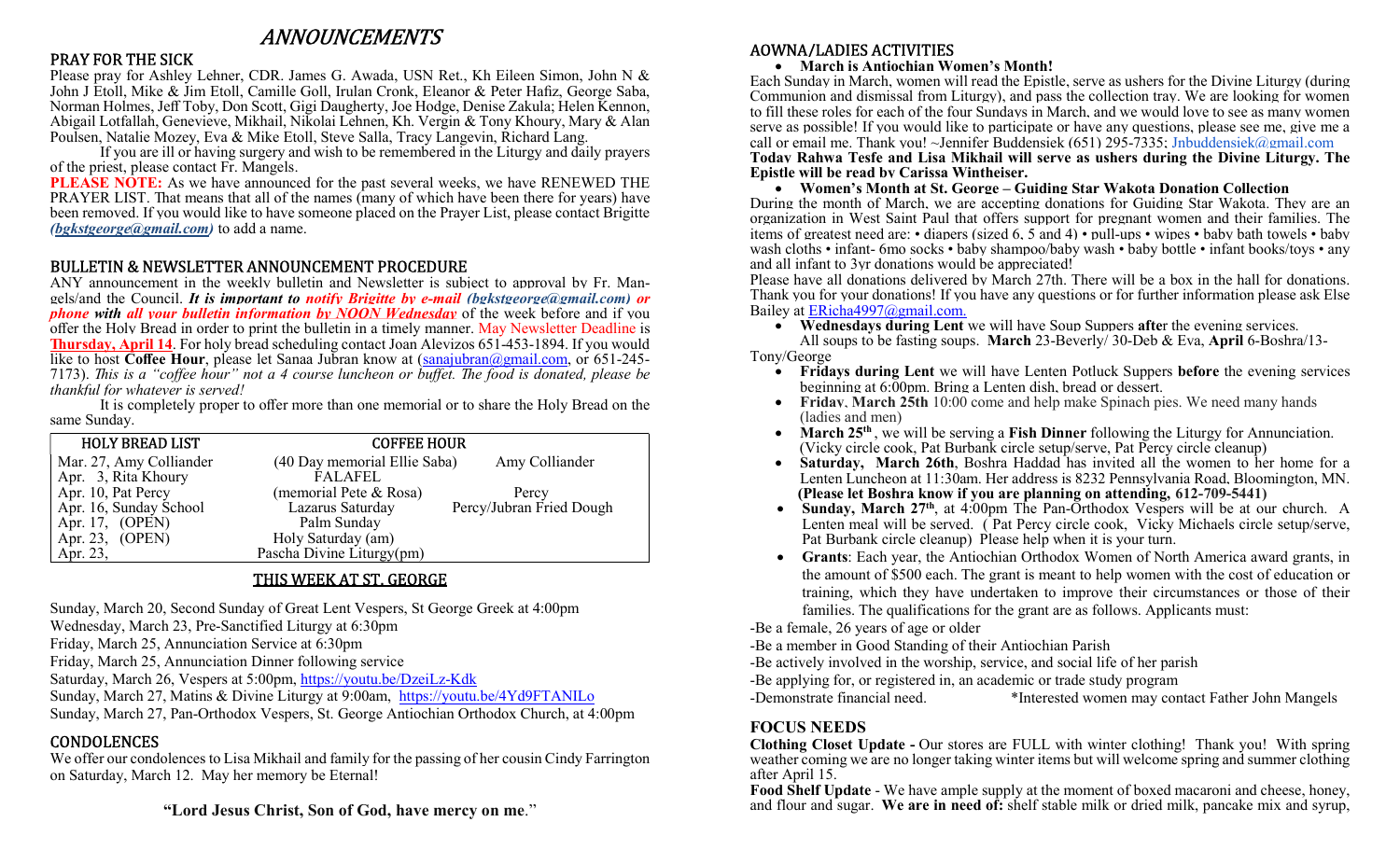# ANNOUNCEMENTS

## PRAY FOR THE SICK

Please pray for Ashley Lehner, CDR. James G. Awada, USN Ret., Kh Eileen Simon, John N & John J Etoll, Mike & Jim Etoll, Camille Goll, Irulan Cronk, Eleanor & Peter Hafiz, George Saba, Norman Holmes, Jeff Toby, Don Scott, Gigi Daugherty, Joe Hodge, Denise Zakula; Helen Kennon, Abigail Lotfallah, Genevieve, Mikhail, Nikolai Lehnen, Kh. Vergin & Tony Khoury, Mary & Alan Poulsen, Natalie Mozey, Eva & Mike Etoll, Steve Salla, Tracy Langevin, Richard Lang.

If you are ill or having surgery and wish to be remembered in the Liturgy and daily prayers of the priest, please contact Fr. Mangels.

**PLEASE NOTE:** As we have announced for the past several weeks, we have RENEWED THE PRAYER LIST. That means that all of the names (many of which have been there for years) have been removed. If you would like to have someone placed on the Prayer List, please contact Brigitte ***(bgkstgeorge@gmail.com)*** to add a name.

## BULLETIN & NEWSLETTER ANNOUNCEMENT PROCEDURE

ANY announcement in the weekly bulletin and Newsletter is subject to approval by Fr. Mangels/and the Council. ***It is important to notify Brigitte by e-mail (bgkstgeorge@gmail.com) or phone with all your bulletin information by NOON Wednesday*** of the week before and if you offer the Holy Bread in order to print the bulletin in a timely manner. May Newsletter Deadline is **Thursday, April 14**. For holy bread scheduling contact Joan Alevizos 651-453-1894. If you would like to host **Coffee Hour**, please let Sanaa Jubran know at (sanajubran@gmail.com, or 651-245-7173). *This is a "coffee hour" not a 4 course luncheon or buffet. The food is donated, please be thankful for whatever is served!*

It is completely proper to offer more than one memorial or to share the Holy Bread on the same Sunday.

| HOLY BREAD LIST | COFFEE HOUR | |
|---|---|---|
| Mar. 27, Amy Colliander | (40 Day memorial Ellie Saba) | Amy Colliander |
| Apr. 3, Rita Khoury | FALAFEL | |
| Apr. 10, Pat Percy | (memorial Pete & Rosa) | Percy |
| Apr. 16, Sunday School | Lazarus Saturday | Percy/Jubran Fried Dough |
| Apr. 17, (OPEN) | Palm Sunday | |
| Apr. 23, (OPEN) | Holy Saturday (am) | |
| Apr. 23, | Pascha Divine Liturgy(pm) | |

## THIS WEEK AT ST. GEORGE

Sunday, March 20, Second Sunday of Great Lent Vespers, St George Greek at 4:00pm
Wednesday, March 23, Pre-Sanctified Liturgy at 6:30pm
Friday, March 25, Annunciation Service at 6:30pm
Friday, March 25, Annunciation Dinner following service
Saturday, March 26, Vespers at 5:00pm, https://youtu.be/DzeiLz-Kdk
Sunday, March 27, Matins & Divine Liturgy at 9:00am, https://youtu.be/4Yd9FTANILo
Sunday, March 27, Pan-Orthodox Vespers, St. George Antiochian Orthodox Church, at 4:00pm

## CONDOLENCES

We offer our condolences to Lisa Mikhail and family for the passing of her cousin Cindy Farrington on Saturday, March 12. May her memory be Eternal!

**"Lord Jesus Christ, Son of God, have mercy on me."**

## AOWNA/LADIES ACTIVITIES

- **March is Antiochian Women's Month!**

Each Sunday in March, women will read the Epistle, serve as ushers for the Divine Liturgy (during Communion and dismissal from Liturgy), and pass the collection tray. We are looking for women to fill these roles for each of the four Sundays in March, and we would love to see as many women serve as possible! If you would like to participate or have any questions, please see me, give me a call or email me. Thank you! ~Jennifer Buddensiek (651) 295-7335; Jnbuddensiek@gmail.com
**Today Rahwa Tesfe and Lisa Mikhail will serve as ushers during the Divine Liturgy. The Epistle will be read by Carissa Wintheiser.**

- **Women's Month at St. George – Guiding Star Wakota Donation Collection**

During the month of March, we are accepting donations for Guiding Star Wakota. They are an organization in West Saint Paul that offers support for pregnant women and their families. The items of greatest need are: • diapers (sized 6, 5 and 4) • pull-ups • wipes • baby bath towels • baby wash cloths • infant- 6mo socks • baby shampoo/baby wash • baby bottle • infant books/toys • any and all infant to 3yr donations would be appreciated!
Please have all donations delivered by March 27th. There will be a box in the hall for donations. Thank you for your donations! If you have any questions or for further information please ask Else Bailey at ERicha4997@gmail.com.

- **Wednesdays during Lent** we will have Soup Suppers **after** the evening services.
All soups to be fasting soups. **March** 23-Beverly/ 30-Deb & Eva, **April** 6-Boshra/13-Tony/George
- **Fridays during Lent** we will have Lenten Potluck Suppers **before** the evening services beginning at 6:00pm. Bring a Lenten dish, bread or dessert.
- **Friday, March 25th** 10:00 come and help make Spinach pies. We need many hands (ladies and men)
- **March 25th**, we will be serving a **Fish Dinner** following the Liturgy for Annunciation. (Vicky circle cook, Pat Burbank circle setup/serve, Pat Percy circle cleanup)
- **Saturday, March 26th**, Boshra Haddad has invited all the women to her home for a Lenten Luncheon at 11:30am. Her address is 8232 Pennsylvania Road, Bloomington, MN. **(Please let Boshra know if you are planning on attending, 612-709-5441)**
- **Sunday, March 27th**, at 4:00pm The Pan-Orthodox Vespers will be at our church. A Lenten meal will be served. ( Pat Percy circle cook, Vicky Michaels circle setup/serve, Pat Burbank circle cleanup) Please help when it is your turn.
- **Grants**: Each year, the Antiochian Orthodox Women of North America award grants, in the amount of $500 each. The grant is meant to help women with the cost of education or training, which they have undertaken to improve their circumstances or those of their families. The qualifications for the grant are as follows. Applicants must:

-Be a female, 26 years of age or older
-Be a member in Good Standing of their Antiochian Parish
-Be actively involved in the worship, service, and social life of her parish
-Be applying for, or registered in, an academic or trade study program
-Demonstrate financial need. *Interested women may contact Father John Mangels

## FOCUS NEEDS

**Clothing Closet Update -** Our stores are FULL with winter clothing! Thank you! With spring weather coming we are no longer taking winter items but will welcome spring and summer clothing after April 15.

**Food Shelf Update** - We have ample supply at the moment of boxed macaroni and cheese, honey, and flour and sugar. **We are in need of:** shelf stable milk or dried milk, pancake mix and syrup,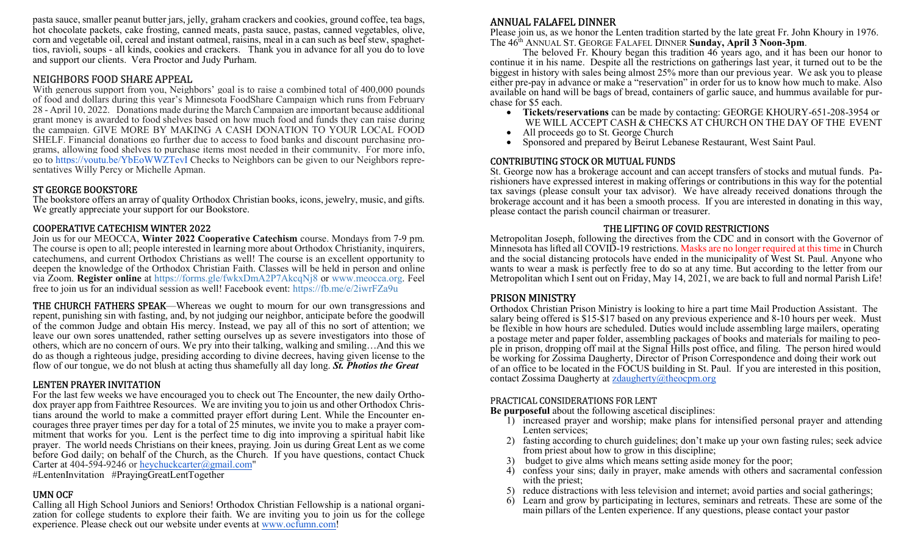pasta sauce, smaller peanut butter jars, jelly, graham crackers and cookies, ground coffee, tea bags, hot chocolate packets, cake frosting, canned meats, pasta sauce, pastas, canned vegetables, olive, corn and vegetable oil, cereal and instant oatmeal, raisins, meal in a can such as beef stew, spaghettios, ravioli, soups - all kinds, cookies and crackers. Thank you in advance for all you do to love and support our clients. Vera Proctor and Judy Purham.

## NEIGHBORS FOOD SHARE APPEAL

With generous support from you, Neighbors' goal is to raise a combined total of 400,000 pounds of food and dollars during this year's Minnesota FoodShare Campaign which runs from February 28 - April 10, 2022. Donations made during the March Campaign are important because additional grant money is awarded to food shelves based on how much food and funds they can raise during the campaign. GIVE MORE BY MAKING A CASH DONATION TO YOUR LOCAL FOOD SHELF. Financial donations go further due to access to food banks and discount purchasing programs, allowing food shelves to purchase items most needed in their community. For more info, go to https://youtu.be/YbEoWWZTevI Checks to Neighbors can be given to our Neighbors representatives Willy Percy or Michelle Apman.

## ST GEORGE BOOKSTORE

The bookstore offers an array of quality Orthodox Christian books, icons, jewelry, music, and gifts. We greatly appreciate your support for our Bookstore.

## COOPERATIVE CATECHISM WINTER 2022

Join us for our MEOCCA, **Winter 2022 Cooperative Catechism** course. Mondays from 7-9 pm. The course is open to all; people interested in learning more about Orthodox Christianity, inquirers, catechumens, and current Orthodox Christians as well! The course is an excellent opportunity to deepen the knowledge of the Orthodox Christian Faith. Classes will be held in person and online via Zoom. **Register online** at https://forms.gle/fwkxDmA2P7AkcqNj8 or www.meocca.org. Feel free to join us for an individual session as well! Facebook event: https://fb.me/e/2iwrFZa9u

**THE CHURCH FATHERS SPEAK**—Whereas we ought to mourn for our own transgressions and repent, punishing sin with fasting, and, by not judging our neighbor, anticipate before the goodwill of the common Judge and obtain His mercy. Instead, we pay all of this no sort of attention; we leave our own sores unattended, rather setting ourselves up as severe investigators into those of others, which are no concern of ours. We pry into their talking, walking and smiling…And this we do as though a righteous judge, presiding according to divine decrees, having given license to the flow of our tongue, we do not blush at acting thus shamefully all day long. ***St. Photios the Great***

## LENTEN PRAYER INVITATION

For the last few weeks we have encouraged you to check out The Encounter, the new daily Orthodox prayer app from Faithtree Resources. We are inviting you to join us and other Orthodox Christians around the world to make a committed prayer effort during Lent. While the Encounter encourages three prayer times per day for a total of 25 minutes, we invite you to make a prayer commitment that works for you. Lent is the perfect time to dig into improving a spiritual habit like prayer. The world needs Christians on their knees, praying. Join us during Great Lent as we come before God daily; on behalf of the Church, as the Church. If you have questions, contact Chuck Carter at 404-594-9246 or heychuckcarter@gmail.com"
#LentenInvitation #PrayingGreatLentTogether

## UMN OCF

Calling all High School Juniors and Seniors! Orthodox Christian Fellowship is a national organization for college students to explore their faith. We are inviting you to join us for the college experience. Please check out our website under events at www.ocfumn.com!

## ANNUAL FALAFEL DINNER

Please join us, as we honor the Lenten tradition started by the late great Fr. John Khoury in 1976. The 46th ANNUAL ST. GEORGE FALAFEL DINNER **Sunday, April 3 Noon-3pm**.

The beloved Fr. Khoury began this tradition 46 years ago, and it has been our honor to continue it in his name. Despite all the restrictions on gatherings last year, it turned out to be the biggest in history with sales being almost 25% more than our previous year. We ask you to please either pre-pay in advance or make a "reservation" in order for us to know how much to make. Also available on hand will be bags of bread, containers of garlic sauce, and hummus available for purchase for $5 each.

- **Tickets/reservations** can be made by contacting: GEORGE KHOURY-651-208-3954 or WE WILL ACCEPT CASH & CHECKS AT CHURCH ON THE DAY OF THE EVENT
- All proceeds go to St. George Church
- Sponsored and prepared by Beirut Lebanese Restaurant, West Saint Paul.

## CONTRIBUTING STOCK OR MUTUAL FUNDS

St. George now has a brokerage account and can accept transfers of stocks and mutual funds. Parishioners have expressed interest in making offerings or contributions in this way for the potential tax savings (please consult your tax advisor). We have already received donations through the brokerage account and it has been a smooth process. If you are interested in donating in this way, please contact the parish council chairman or treasurer.

## THE LIFTING OF COVID RESTRICTIONS

Metropolitan Joseph, following the directives from the CDC and in consort with the Governor of Minnesota has lifted all COVID-19 restrictions. Masks are no longer required at this time in Church and the social distancing protocols have ended in the municipality of West St. Paul. Anyone who wants to wear a mask is perfectly free to do so at any time. But according to the letter from our Metropolitan which I sent out on Friday, May 14, 2021, we are back to full and normal Parish Life!

## PRISON MINISTRY

Orthodox Christian Prison Ministry is looking to hire a part time Mail Production Assistant. The salary being offered is $15-$17 based on any previous experience and 8-10 hours per week. Must be flexible in how hours are scheduled. Duties would include assembling large mailers, operating a postage meter and paper folder, assembling packages of books and materials for mailing to people in prison, dropping off mail at the Signal Hills post office, and filing. The person hired would be working for Zossima Daugherty, Director of Prison Correspondence and doing their work out of an office to be located in the FOCUS building in St. Paul. If you are interested in this position, contact Zossima Daugherty at zdaugherty@theocpm.org

## PRACTICAL CONSIDERATIONS FOR LENT

**Be purposeful** about the following ascetical disciplines:

1) increased prayer and worship; make plans for intensified personal prayer and attending Lenten services;
2) fasting according to church guidelines; don't make up your own fasting rules; seek advice from priest about how to grow in this discipline;
3) budget to give alms which means setting aside money for the poor;
4) confess your sins; daily in prayer, make amends with others and sacramental confession with the priest;
5) reduce distractions with less television and internet; avoid parties and social gatherings;
6) Learn and grow by participating in lectures, seminars and retreats. These are some of the main pillars of the Lenten experience. If any questions, please contact your pastor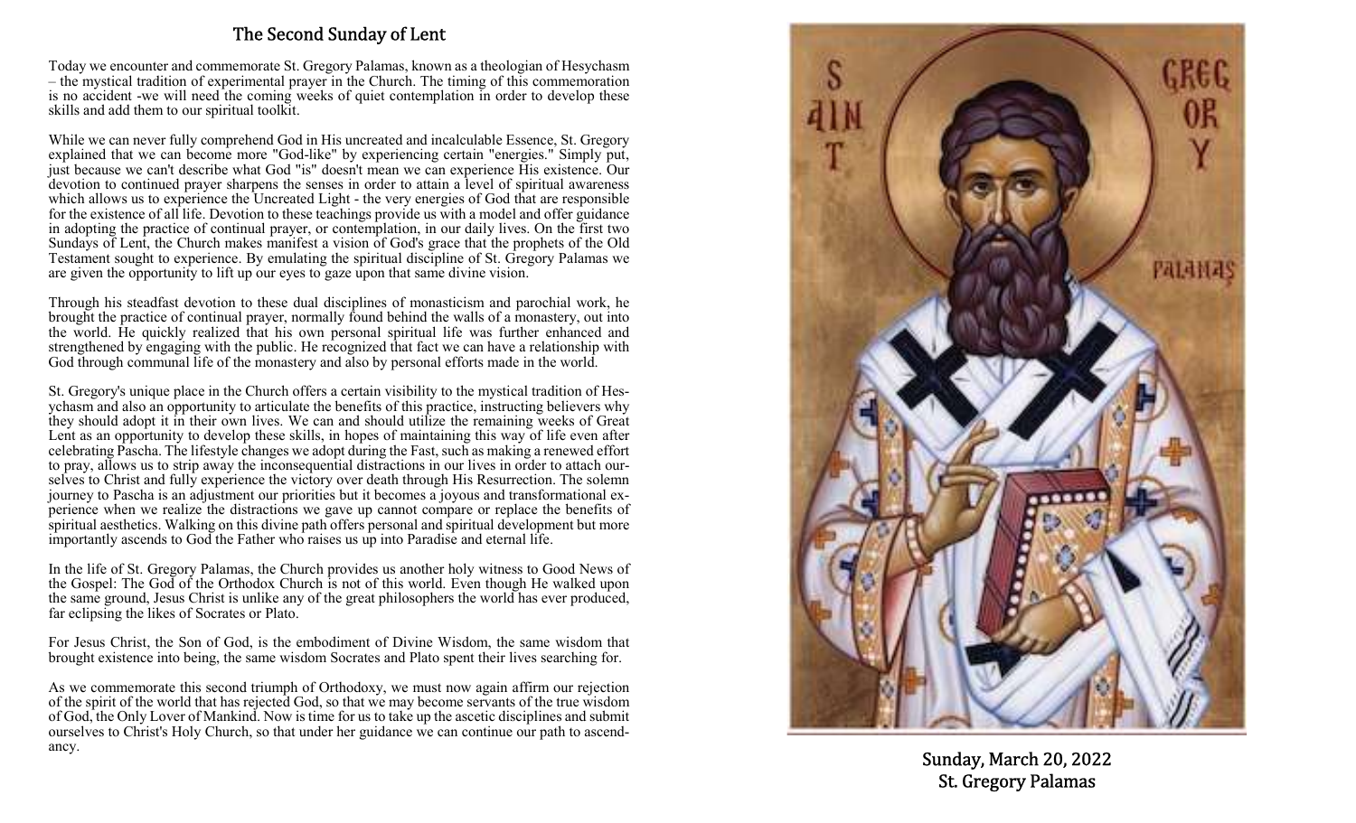## The Second Sunday of Lent

Today we encounter and commemorate St. Gregory Palamas, known as a theologian of Hesychasm – the mystical tradition of experimental prayer in the Church. The timing of this commemoration is no accident -we will need the coming weeks of quiet contemplation in order to develop these skills and add them to our spiritual toolkit.

While we can never fully comprehend God in His uncreated and incalculable Essence, St. Gregory explained that we can become more "God-like" by experiencing certain "energies." Simply put, just because we can't describe what God "is" doesn't mean we can experience His existence. Our devotion to continued prayer sharpens the senses in order to attain a level of spiritual awareness which allows us to experience the Uncreated Light - the very energies of God that are responsible for the existence of all life. Devotion to these teachings provide us with a model and offer guidance in adopting the practice of continual prayer, or contemplation, in our daily lives. On the first two Sundays of Lent, the Church makes manifest a vision of God's grace that the prophets of the Old Testament sought to experience. By emulating the spiritual discipline of St. Gregory Palamas we are given the opportunity to lift up our eyes to gaze upon that same divine vision.

Through his steadfast devotion to these dual disciplines of monasticism and parochial work, he brought the practice of continual prayer, normally found behind the walls of a monastery, out into the world. He quickly realized that his own personal spiritual life was further enhanced and strengthened by engaging with the public. He recognized that fact we can have a relationship with God through communal life of the monastery and also by personal efforts made in the world.

St. Gregory's unique place in the Church offers a certain visibility to the mystical tradition of Hesychasm and also an opportunity to articulate the benefits of this practice, instructing believers why they should adopt it in their own lives. We can and should utilize the remaining weeks of Great Lent as an opportunity to develop these skills, in hopes of maintaining this way of life even after celebrating Pascha. The lifestyle changes we adopt during the Fast, such as making a renewed effort to pray, allows us to strip away the inconsequential distractions in our lives in order to attach ourselves to Christ and fully experience the victory over death through His Resurrection. The solemn journey to Pascha is an adjustment our priorities but it becomes a joyous and transformational experience when we realize the distractions we gave up cannot compare or replace the benefits of spiritual aesthetics. Walking on this divine path offers personal and spiritual development but more importantly ascends to God the Father who raises us up into Paradise and eternal life.

In the life of St. Gregory Palamas, the Church provides us another holy witness to Good News of the Gospel: The God of the Orthodox Church is not of this world. Even though He walked upon the same ground, Jesus Christ is unlike any of the great philosophers the world has ever produced, far eclipsing the likes of Socrates or Plato.

For Jesus Christ, the Son of God, is the embodiment of Divine Wisdom, the same wisdom that brought existence into being, the same wisdom Socrates and Plato spent their lives searching for.

As we commemorate this second triumph of Orthodoxy, we must now again affirm our rejection of the spirit of the world that has rejected God, so that we may become servants of the true wisdom of God, the Only Lover of Mankind. Now is time for us to take up the ascetic disciplines and submit ourselves to Christ's Holy Church, so that under her guidance we can continue our path to ascendancy.

SAINT GREGORY PALAMAS

**Sunday, March 20, 2022**
**St. Gregory Palamas**